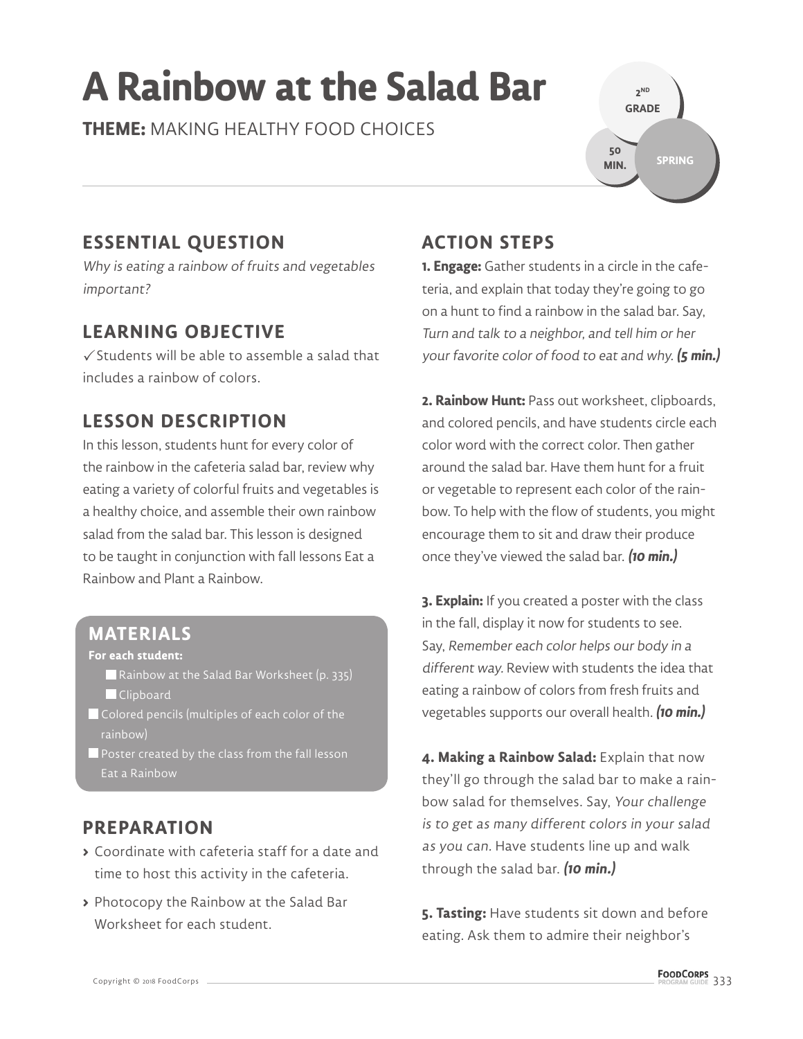# A Rainbow at the Salad Bar

**THEME:** MAKING HEALTHY FOOD CHOICES

2ND GRADE

50 MIN.

SPRING

## ESSENTIAL QUESTION

*Why is eating a rainbow of fruits and vegetables important?*

## LEARNING OBJECTIVE

✓ Students will be able to assemble a salad that includes a rainbow of colors.

## LESSON DESCRIPTION

In this lesson, students hunt for every color of the rainbow in the cafeteria salad bar, review why eating a variety of colorful fruits and vegetables is a healthy choice, and assemble their own rainbow salad from the salad bar. This lesson is designed to be taught in conjunction with fall lessons Eat a Rainbow and Plant a Rainbow.

## MATERIALS

**For each student:**

- Rainbow at the Salad Bar Worksheet (p. 335)
- Clipboard

- Colored pencils (multiples of each color of the rainbow)
- Poster created by the class from the fall lesson Eat a Rainbow

## PREPARATION

- Coordinate with cafeteria staff for a date and time to host this activity in the cafeteria.
- Photocopy the Rainbow at the Salad Bar Worksheet for each student.

## ACTION STEPS

**1. Engage:** Gather students in a circle in the cafeteria, and explain that today they're going to go on a hunt to find a rainbow in the salad bar. Say, *Turn and talk to a neighbor, and tell him or her your favorite color of food to eat and why.* ***(5 min.)***

**2. Rainbow Hunt:** Pass out worksheet, clipboards, and colored pencils, and have students circle each color word with the correct color. Then gather around the salad bar. Have them hunt for a fruit or vegetable to represent each color of the rainbow. To help with the flow of students, you might encourage them to sit and draw their produce once they've viewed the salad bar. ***(10 min.)***

**3. Explain:** If you created a poster with the class in the fall, display it now for students to see. Say, *Remember each color helps our body in a different way.* Review with students the idea that eating a rainbow of colors from fresh fruits and vegetables supports our overall health. ***(10 min.)***

**4. Making a Rainbow Salad:** Explain that now they'll go through the salad bar to make a rainbow salad for themselves. Say, *Your challenge is to get as many different colors in your salad as you can.* Have students line up and walk through the salad bar. ***(10 min.)***

**5. Tasting:** Have students sit down and before eating. Ask them to admire their neighbor's

Copyright © 2018 FoodCorps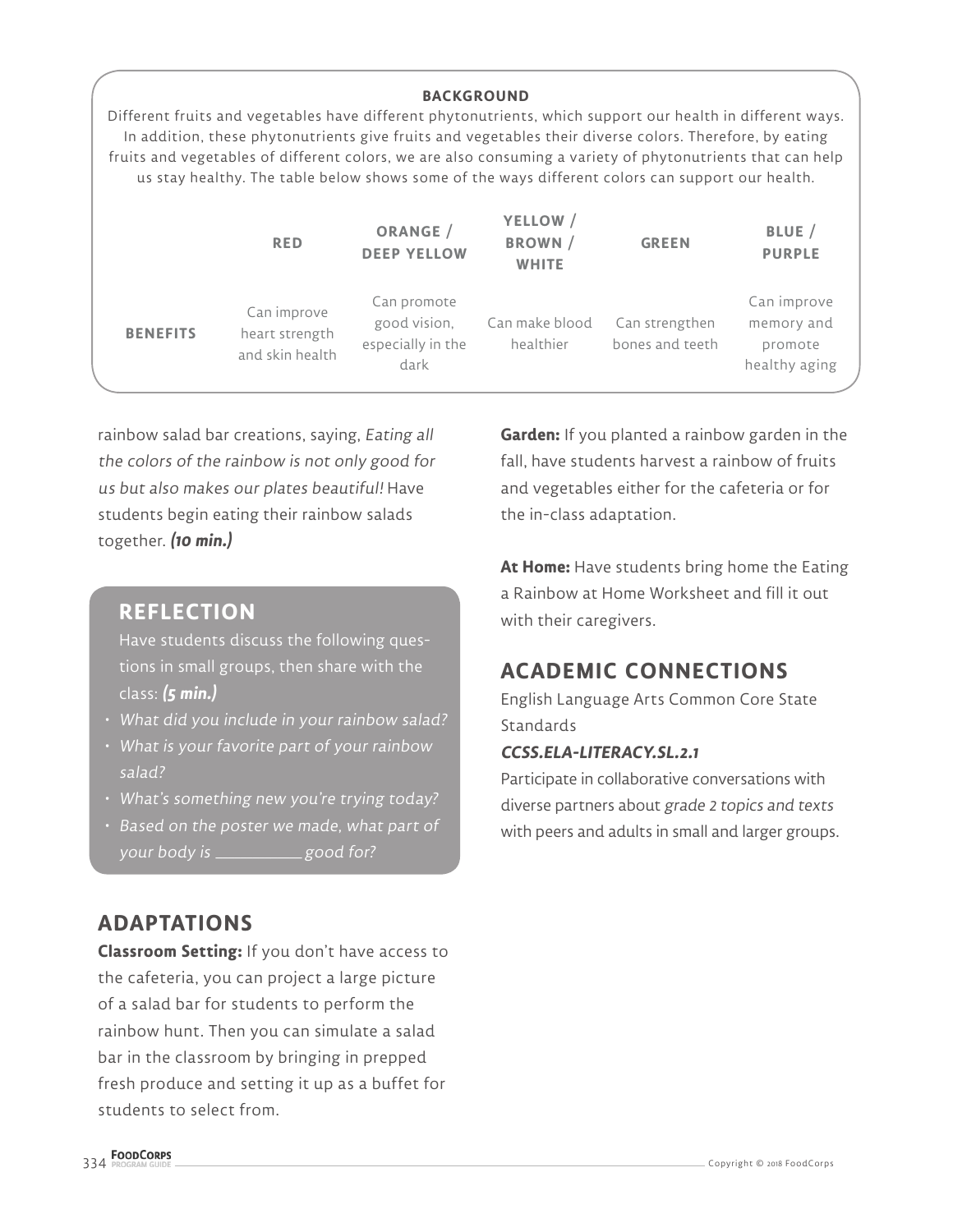**BACKGROUND**

Different fruits and vegetables have different phytonutrients, which support our health in different ways. In addition, these phytonutrients give fruits and vegetables their diverse colors. Therefore, by eating fruits and vegetables of different colors, we are also consuming a variety of phytonutrients that can help us stay healthy. The table below shows some of the ways different colors can support our health.

| | RED | ORANGE / DEEP YELLOW | YELLOW / BROWN / WHITE | GREEN | BLUE / PURPLE |
|---|---|---|---|---|---|
| **BENEFITS** | Can improve heart strength and skin health | Can promote good vision, especially in the dark | Can make blood healthier | Can strengthen bones and teeth | Can improve memory and promote healthy aging |

rainbow salad bar creations, saying, *Eating all the colors of the rainbow is not only good for us but also makes our plates beautiful!* Have students begin eating their rainbow salads together. ***(10 min.)***

## REFLECTION

Have students discuss the following questions in small groups, then share with the class: ***(5 min.)***

- *What did you include in your rainbow salad?*
- *What is your favorite part of your rainbow salad?*
- *What's something new you're trying today?*
- *Based on the poster we made, what part of your body is __________ good for?*

## ADAPTATIONS

**Classroom Setting:** If you don't have access to the cafeteria, you can project a large picture of a salad bar for students to perform the rainbow hunt. Then you can simulate a salad bar in the classroom by bringing in prepped fresh produce and setting it up as a buffet for students to select from.

**Garden:** If you planted a rainbow garden in the fall, have students harvest a rainbow of fruits and vegetables either for the cafeteria or for the in-class adaptation.

**At Home:** Have students bring home the Eating a Rainbow at Home Worksheet and fill it out with their caregivers.

## ACADEMIC CONNECTIONS

English Language Arts Common Core State Standards

***CCSS.ELA-LITERACY.SL.2.1***

Participate in collaborative conversations with diverse partners about *grade 2 topics and texts* with peers and adults in small and larger groups.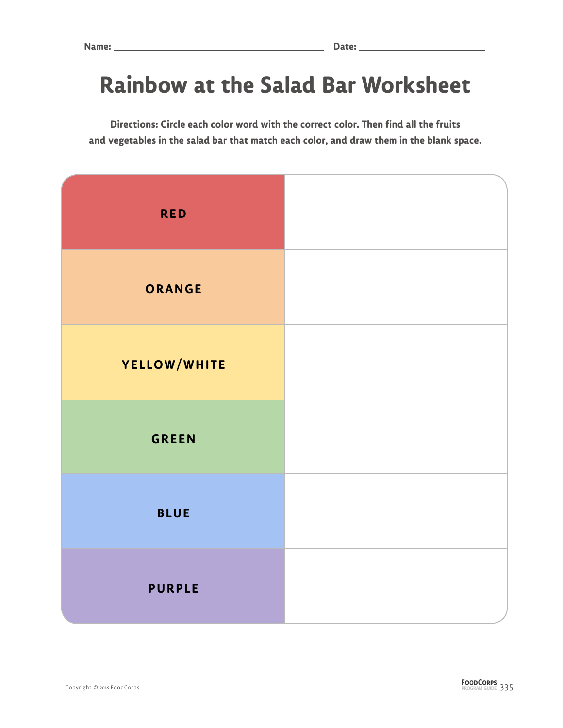Name: ______________________________ Date: ____________________

# Rainbow at the Salad Bar Worksheet

**Directions: Circle each color word with the correct color. Then find all the fruits and vegetables in the salad bar that match each color, and draw them in the blank space.**

| | |
|---|---|
| **RED** | |
| **ORANGE** | |
| **YELLOW/WHITE** | |
| **GREEN** | |
| **BLUE** | |
| **PURPLE** | |

Copyright © 2018 FoodCorps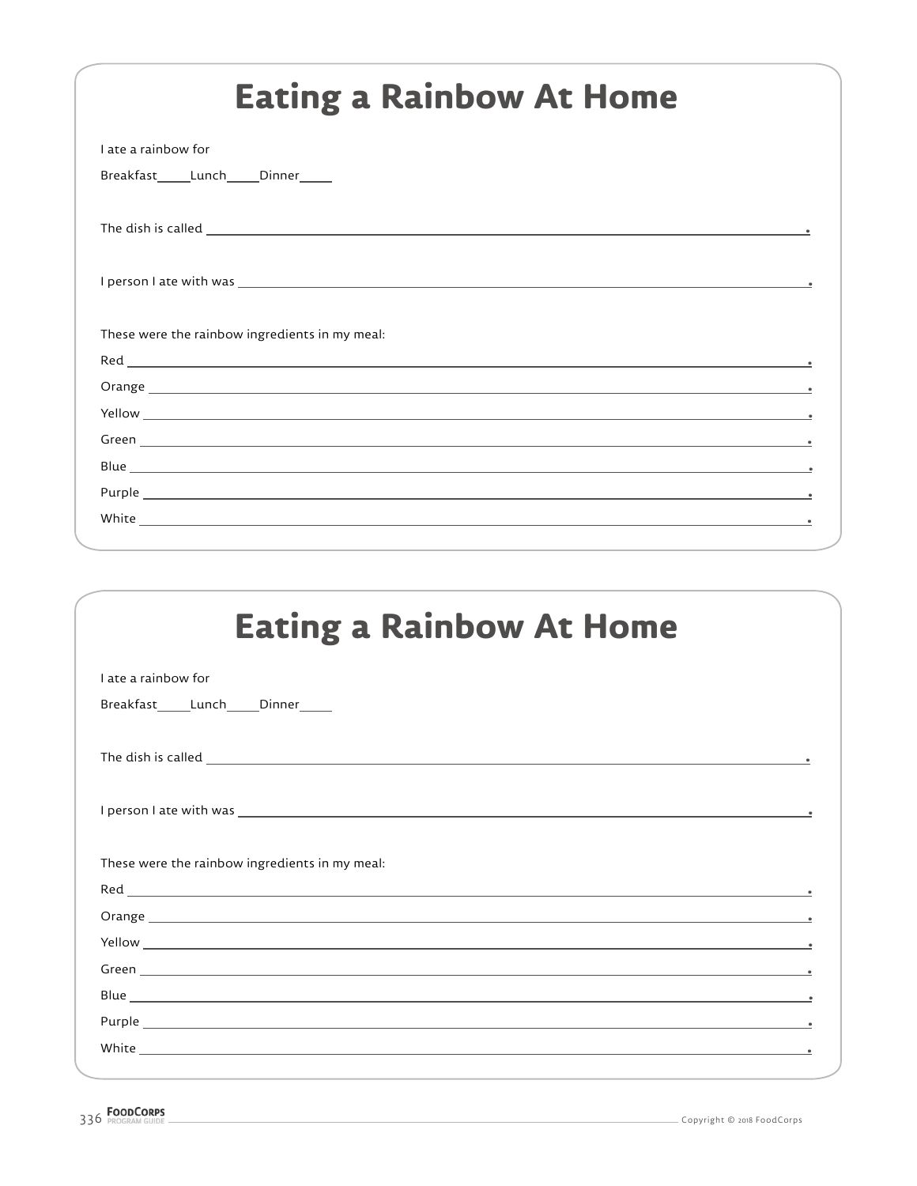# Eating a Rainbow At Home

I ate a rainbow for

Breakfast_____Lunch_____Dinner_____

The dish is called ______________________________________________.

I person I ate with was ______________________________________________.

These were the rainbow ingredients in my meal:

Red ______________________________________________.

Orange ______________________________________________.

Yellow ______________________________________________.

Green ______________________________________________.

Blue ______________________________________________.

Purple ______________________________________________.

White ______________________________________________.

# Eating a Rainbow At Home

I ate a rainbow for

Breakfast_____Lunch_____Dinner_____

The dish is called ______________________________________________.

I person I ate with was ______________________________________________.

These were the rainbow ingredients in my meal:

Red ______________________________________________.

Orange ______________________________________________.

Yellow ______________________________________________.

Green ______________________________________________.

Blue ______________________________________________.

Purple ______________________________________________.

White ______________________________________________.